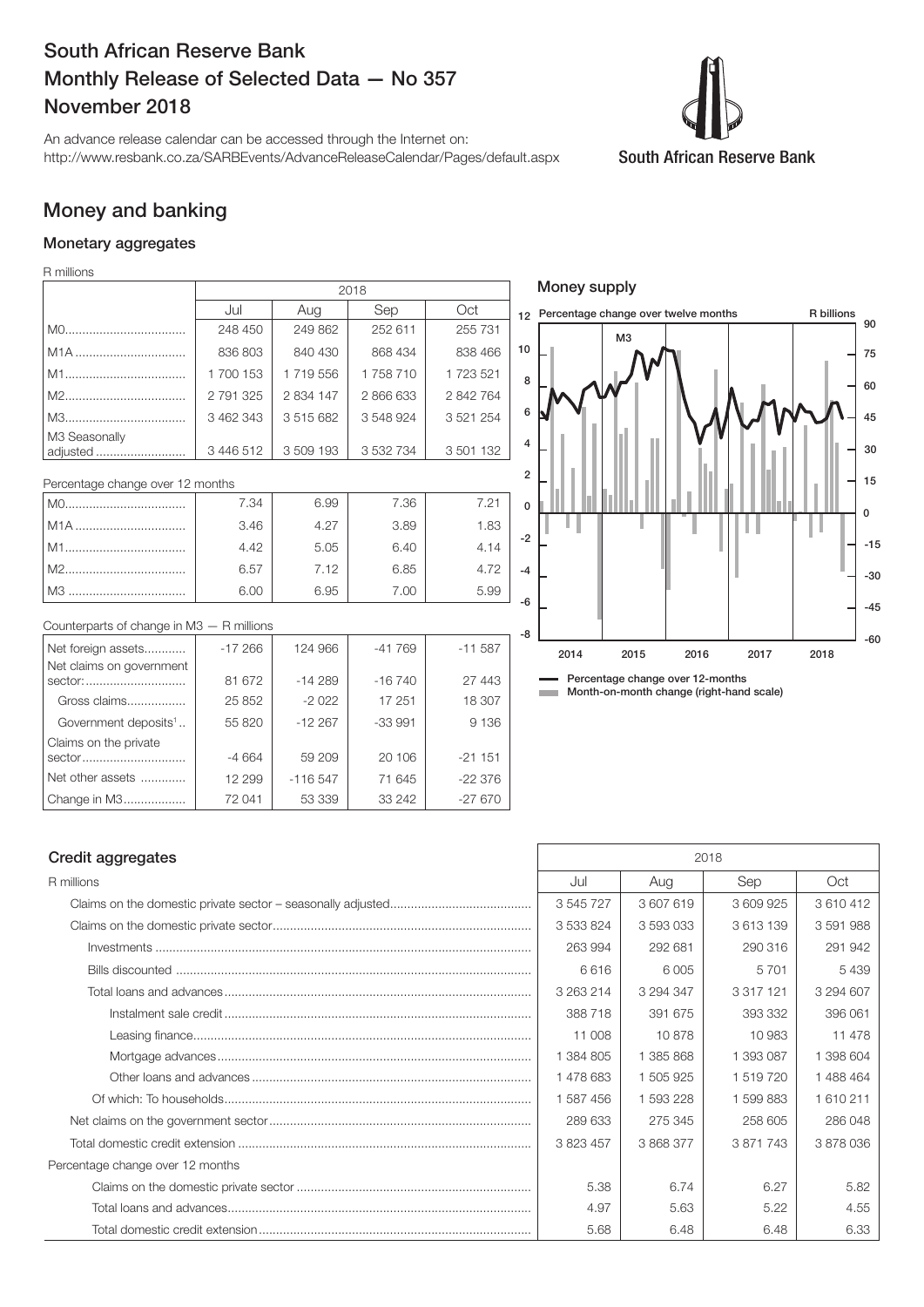# South African Reserve Bank
# Monthly Release of Selected Data — No 357
# November 2018

An advance release calendar can be accessed through the Internet on:
http://www.resbank.co.za/SARBEvents/AdvanceReleaseCalendar/Pages/default.aspx

South African Reserve Bank

## Money and banking

### Monetary aggregates

R millions

| | 2018 | | | |
|---|---|---|---|---|
| | Jul | Aug | Sep | Oct |
| M0 | 248 450 | 249 862 | 252 611 | 255 731 |
| M1A | 836 803 | 840 430 | 868 434 | 838 466 |
| M1 | 1 700 153 | 1 719 556 | 1 758 710 | 1 723 521 |
| M2 | 2 791 325 | 2 834 147 | 2 866 633 | 2 842 764 |
| M3 | 3 462 343 | 3 515 682 | 3 548 924 | 3 521 254 |
| M3 Seasonally adjusted | 3 446 512 | 3 509 193 | 3 532 734 | 3 501 132 |

Percentage change over 12 months

| | Jul | Aug | Sep | Oct |
|---|---|---|---|---|
| M0 | 7.34 | 6.99 | 7.36 | 7.21 |
| M1A | 3.46 | 4.27 | 3.89 | 1.83 |
| M1 | 4.42 | 5.05 | 6.40 | 4.14 |
| M2 | 6.57 | 7.12 | 6.85 | 4.72 |
| M3 | 6.00 | 6.95 | 7.00 | 5.99 |

Counterparts of change in M3 — R millions

| | Jul | Aug | Sep | Oct |
|---|---|---|---|---|
| Net foreign assets | -17 266 | 124 966 | -41 769 | -11 587 |
| Net claims on government sector: | 81 672 | -14 289 | -16 740 | 27 443 |
| Gross claims | 25 852 | -2 022 | 17 251 | 18 307 |
| Government deposits[1] | 55 820 | -12 267 | -33 991 | 9 136 |
| Claims on the private sector | -4 664 | 59 209 | 20 106 | -21 151 |
| Net other assets | 12 299 | -116 547 | 71 645 | -22 376 |
| Change in M3 | 72 041 | 53 339 | 33 242 | -27 670 |

### Money supply

Percentage change over twelve months — R billions

M3

2014 2015 2016 2017 2018

Percentage change over 12-months
Month-on-month change (right-hand scale)

### Credit aggregates

| R millions | 2018 | | | |
|---|---|---|---|---|
| | Jul | Aug | Sep | Oct |
| Claims on the domestic private sector – seasonally adjusted | 3 545 727 | 3 607 619 | 3 609 925 | 3 610 412 |
| Claims on the domestic private sector | 3 533 824 | 3 593 033 | 3 613 139 | 3 591 988 |
| Investments | 263 994 | 292 681 | 290 316 | 291 942 |
| Bills discounted | 6 616 | 6 005 | 5 701 | 5 439 |
| Total loans and advances | 3 263 214 | 3 294 347 | 3 317 121 | 3 294 607 |
| Instalment sale credit | 388 718 | 391 675 | 393 332 | 396 061 |
| Leasing finance | 11 008 | 10 878 | 10 983 | 11 478 |
| Mortgage advances | 1 384 805 | 1 385 868 | 1 393 087 | 1 398 604 |
| Other loans and advances | 1 478 683 | 1 505 925 | 1 519 720 | 1 488 464 |
| Of which: To households | 1 587 456 | 1 593 228 | 1 599 883 | 1 610 211 |
| Net claims on the government sector | 289 633 | 275 345 | 258 605 | 286 048 |
| Total domestic credit extension | 3 823 457 | 3 868 377 | 3 871 743 | 3 878 036 |
| Percentage change over 12 months | | | | |
| Claims on the domestic private sector | 5.38 | 6.74 | 6.27 | 5.82 |
| Total loans and advances | 4.97 | 5.63 | 5.22 | 4.55 |
| Total domestic credit extension | 5.68 | 6.48 | 6.48 | 6.33 |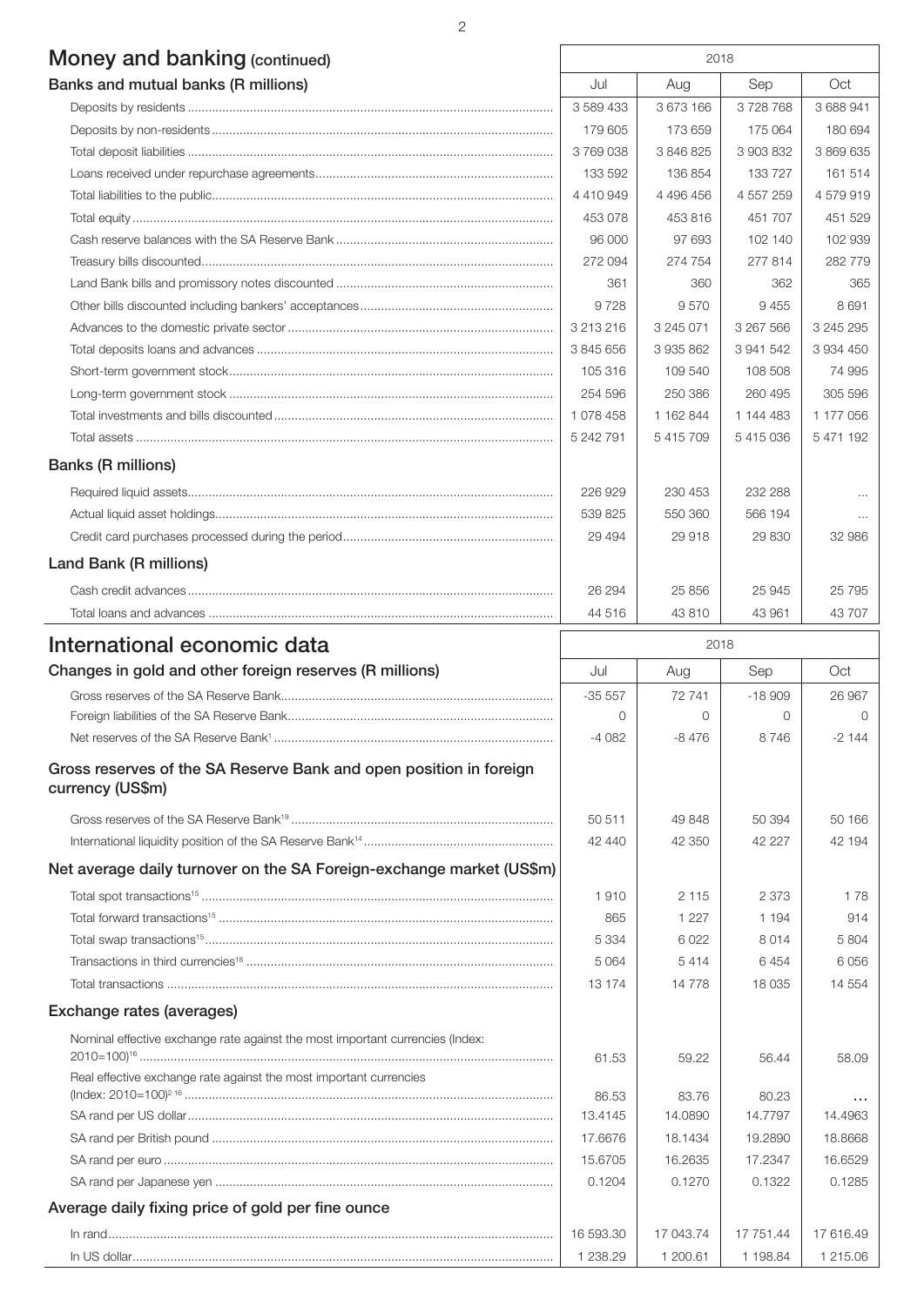## Money and banking (continued)

| Banks and mutual banks (R millions) | 2018 Jul | 2018 Aug | 2018 Sep | 2018 Oct |
|---|---|---|---|---|
| Deposits by residents | 3 589 433 | 3 673 166 | 3 728 768 | 3 688 941 |
| Deposits by non-residents | 179 605 | 173 659 | 175 064 | 180 694 |
| Total deposit liabilities | 3 769 038 | 3 846 825 | 3 903 832 | 3 869 635 |
| Loans received under repurchase agreements | 133 592 | 136 854 | 133 727 | 161 514 |
| Total liabilities to the public | 4 410 949 | 4 496 456 | 4 557 259 | 4 579 919 |
| Total equity | 453 078 | 453 816 | 451 707 | 451 529 |
| Cash reserve balances with the SA Reserve Bank | 96 000 | 97 693 | 102 140 | 102 939 |
| Treasury bills discounted | 272 094 | 274 754 | 277 814 | 282 779 |
| Land Bank bills and promissory notes discounted | 361 | 360 | 362 | 365 |
| Other bills discounted including bankers' acceptances | 9 728 | 9 570 | 9 455 | 8 691 |
| Advances to the domestic private sector | 3 213 216 | 3 245 071 | 3 267 566 | 3 245 295 |
| Total deposits loans and advances | 3 845 656 | 3 935 862 | 3 941 542 | 3 934 450 |
| Short-term government stock | 105 316 | 109 540 | 108 508 | 74 995 |
| Long-term government stock | 254 596 | 250 386 | 260 495 | 305 596 |
| Total investments and bills discounted | 1 078 458 | 1 162 844 | 1 144 483 | 1 177 056 |
| Total assets | 5 242 791 | 5 415 709 | 5 415 036 | 5 471 192 |
| **Banks (R millions)** | | | | |
| Required liquid assets | 226 929 | 230 453 | 232 288 | ... |
| Actual liquid asset holdings | 539 825 | 550 360 | 566 194 | ... |
| Credit card purchases processed during the period | 29 494 | 29 918 | 29 830 | 32 986 |
| **Land Bank (R millions)** | | | | |
| Cash credit advances | 26 294 | 25 856 | 25 945 | 25 795 |
| Total loans and advances | 44 516 | 43 810 | 43 961 | 43 707 |

## International economic data

| Changes in gold and other foreign reserves (R millions) | 2018 Jul | 2018 Aug | 2018 Sep | 2018 Oct |
|---|---|---|---|---|
| Gross reserves of the SA Reserve Bank | -35 557 | 72 741 | -18 909 | 26 967 |
| Foreign liabilities of the SA Reserve Bank | 0 | 0 | 0 | 0 |
| Net reserves of the SA Reserve Bank[1] | -4 082 | -8 476 | 8 746 | -2 144 |
| **Gross reserves of the SA Reserve Bank and open position in foreign currency (US$m)** | | | | |
| Gross reserves of the SA Reserve Bank[19] | 50 511 | 49 848 | 50 394 | 50 166 |
| International liquidity position of the SA Reserve Bank[14] | 42 440 | 42 350 | 42 227 | 42 194 |
| **Net average daily turnover on the SA Foreign-exchange market (US$m)** | | | | |
| Total spot transactions[15] | 1 910 | 2 115 | 2 373 | 1 78 |
| Total forward transactions[15] | 865 | 1 227 | 1 194 | 914 |
| Total swap transactions[15] | 5 334 | 6 022 | 8 014 | 5 804 |
| Transactions in third currencies[18] | 5 064 | 5 414 | 6 454 | 6 056 |
| Total transactions | 13 174 | 14 778 | 18 035 | 14 554 |
| **Exchange rates (averages)** | | | | |
| Nominal effective exchange rate against the most important currencies (Index: 2010=100)[16] | 61.53 | 59.22 | 56.44 | 58.09 |
| Real effective exchange rate against the most important currencies (Index: 2010=100)[2 16] | 86.53 | 83.76 | 80.23 | ... |
| SA rand per US dollar | 13.4145 | 14.0890 | 14.7797 | 14.4963 |
| SA rand per British pound | 17.6676 | 18.1434 | 19.2890 | 18.8668 |
| SA rand per euro | 15.6705 | 16.2635 | 17.2347 | 16.6529 |
| SA rand per Japanese yen | 0.1204 | 0.1270 | 0.1322 | 0.1285 |
| **Average daily fixing price of gold per fine ounce** | | | | |
| In rand | 16 593.30 | 17 043.74 | 17 751.44 | 17 616.49 |
| In US dollar | 1 238.29 | 1 200.61 | 1 198.84 | 1 215.06 |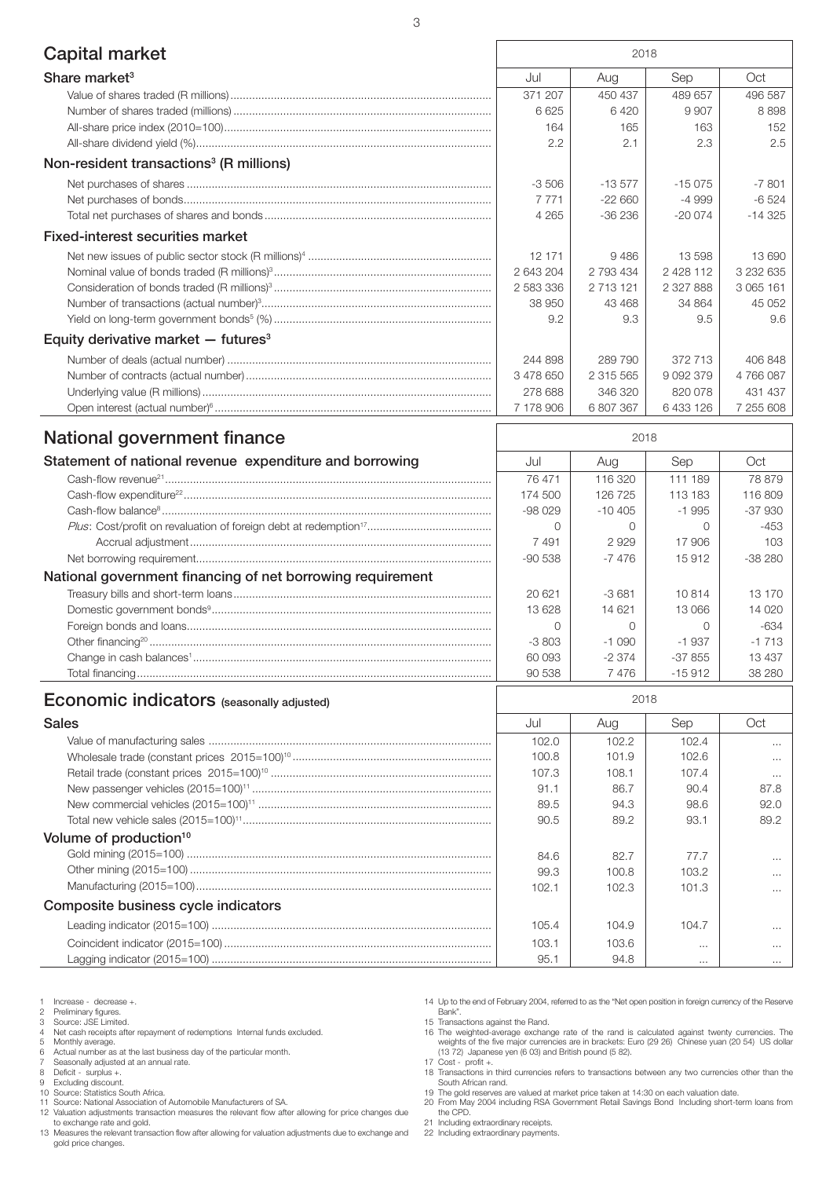## Capital market

| | 2018 | | | |
|---|---|---|---|---|
| **Share market**[3] | Jul | Aug | Sep | Oct |
| Value of shares traded (R millions) | 371 207 | 450 437 | 489 657 | 496 587 |
| Number of shares traded (millions) | 6 625 | 6 420 | 9 907 | 8 898 |
| All-share price index (2010=100) | 164 | 165 | 163 | 152 |
| All-share dividend yield (%) | 2.2 | 2.1 | 2.3 | 2.5 |
| **Non-resident transactions**[3] **(R millions)** | | | | |
| Net purchases of shares | -3 506 | -13 577 | -15 075 | -7 801 |
| Net purchases of bonds | 7 771 | -22 660 | -4 999 | -6 524 |
| Total net purchases of shares and bonds | 4 265 | -36 236 | -20 074 | -14 325 |
| **Fixed-interest securities market** | | | | |
| Net new issues of public sector stock (R millions)[4] | 12 171 | 9 486 | 13 598 | 13 690 |
| Nominal value of bonds traded (R millions)[3] | 2 643 204 | 2 793 434 | 2 428 112 | 3 232 635 |
| Consideration of bonds traded (R millions)[3] | 2 583 336 | 2 713 121 | 2 327 888 | 3 065 161 |
| Number of transactions (actual number)[3] | 38 950 | 43 468 | 34 864 | 45 052 |
| Yield on long-term government bonds[5] (%) | 9.2 | 9.3 | 9.5 | 9.6 |
| **Equity derivative market — futures**[3] | | | | |
| Number of deals (actual number) | 244 898 | 289 790 | 372 713 | 406 848 |
| Number of contracts (actual number) | 3 478 650 | 2 315 565 | 9 092 379 | 4 766 087 |
| Underlying value (R millions) | 278 688 | 346 320 | 820 078 | 431 437 |
| Open interest (actual number)[6] | 7 178 906 | 6 807 367 | 6 433 126 | 7 255 608 |

## National government finance

| | 2018 | | | |
|---|---|---|---|---|
| **Statement of national revenue expenditure and borrowing** | Jul | Aug | Sep | Oct |
| Cash-flow revenue[21] | 76 471 | 116 320 | 111 189 | 78 879 |
| Cash-flow expenditure[22] | 174 500 | 126 725 | 113 183 | 116 809 |
| Cash-flow balance[8] | -98 029 | -10 405 | -1 995 | -37 930 |
| *Plus*: Cost/profit on revaluation of foreign debt at redemption[17] | 0 | 0 | 0 | -453 |
| Accrual adjustment | 7 491 | 2 929 | 17 906 | 103 |
| Net borrowing requirement | -90 538 | -7 476 | 15 912 | -38 280 |
| **National government financing of net borrowing requirement** | | | | |
| Treasury bills and short-term loans | 20 621 | -3 681 | 10 814 | 13 170 |
| Domestic government bonds[9] | 13 628 | 14 621 | 13 066 | 14 020 |
| Foreign bonds and loans | 0 | 0 | 0 | -634 |
| Other financing[20] | -3 803 | -1 090 | -1 937 | -1 713 |
| Change in cash balances[1] | 60 093 | -2 374 | -37 855 | 13 437 |
| Total financing | 90 538 | 7 476 | -15 912 | 38 280 |

## Economic indicators (seasonally adjusted)

| | 2018 | | | |
|---|---|---|---|---|
| **Sales** | Jul | Aug | Sep | Oct |
| Value of manufacturing sales | 102.0 | 102.2 | 102.4 | ... |
| Wholesale trade (constant prices 2015=100)[10] | 100.8 | 101.9 | 102.6 | ... |
| Retail trade (constant prices 2015=100)[10] | 107.3 | 108.1 | 107.4 | ... |
| New passenger vehicles (2015=100)[11] | 91.1 | 86.7 | 90.4 | 87.8 |
| New commercial vehicles (2015=100)[11] | 89.5 | 94.3 | 98.6 | 92.0 |
| Total new vehicle sales (2015=100)[11] | 90.5 | 89.2 | 93.1 | 89.2 |
| **Volume of production**[10] | | | | |
| Gold mining (2015=100) | 84.6 | 82.7 | 77.7 | ... |
| Other mining (2015=100) | 99.3 | 100.8 | 103.2 | ... |
| Manufacturing (2015=100) | 102.1 | 102.3 | 101.3 | ... |
| **Composite business cycle indicators** | | | | |
| Leading indicator (2015=100) | 105.4 | 104.9 | 104.7 | ... |
| Coincident indicator (2015=100) | 103.1 | 103.6 | ... | ... |
| Lagging indicator (2015=100) | 95.1 | 94.8 | ... | ... |

1 Increase - decrease +.
2 Preliminary figures.
3 Source: JSE Limited.
4 Net cash receipts after repayment of redemptions Internal funds excluded.
5 Monthly average.
6 Actual number as at the last business day of the particular month.
7 Seasonally adjusted at an annual rate.
8 Deficit - surplus +.
9 Excluding discount.
10 Source: Statistics South Africa.
11 Source: National Association of Automobile Manufacturers of SA.
12 Valuation adjustments transaction measures the relevant flow after allowing for price changes due to exchange rate and gold.
13 Measures the relevant transaction flow after allowing for valuation adjustments due to exchange and gold price changes.
14 Up to the end of February 2004, referred to as the "Net open position in foreign currency of the Reserve Bank".
15 Transactions against the Rand.
16 The weighted-average exchange rate of the rand is calculated against twenty currencies. The weights of the five major currencies are in brackets: Euro (29 26) Chinese yuan (20 54) US dollar (13 72) Japanese yen (6 03) and British pound (5 82).
17 Cost - profit +.
18 Transactions in third currencies refers to transactions between any two currencies other than the South African rand.
19 The gold reserves are valued at market price taken at 14:30 on each valuation date.
20 From May 2004 including RSA Government Retail Savings Bond Including short-term loans from the CPD.
21 Including extraordinary receipts.
22 Including extraordinary payments.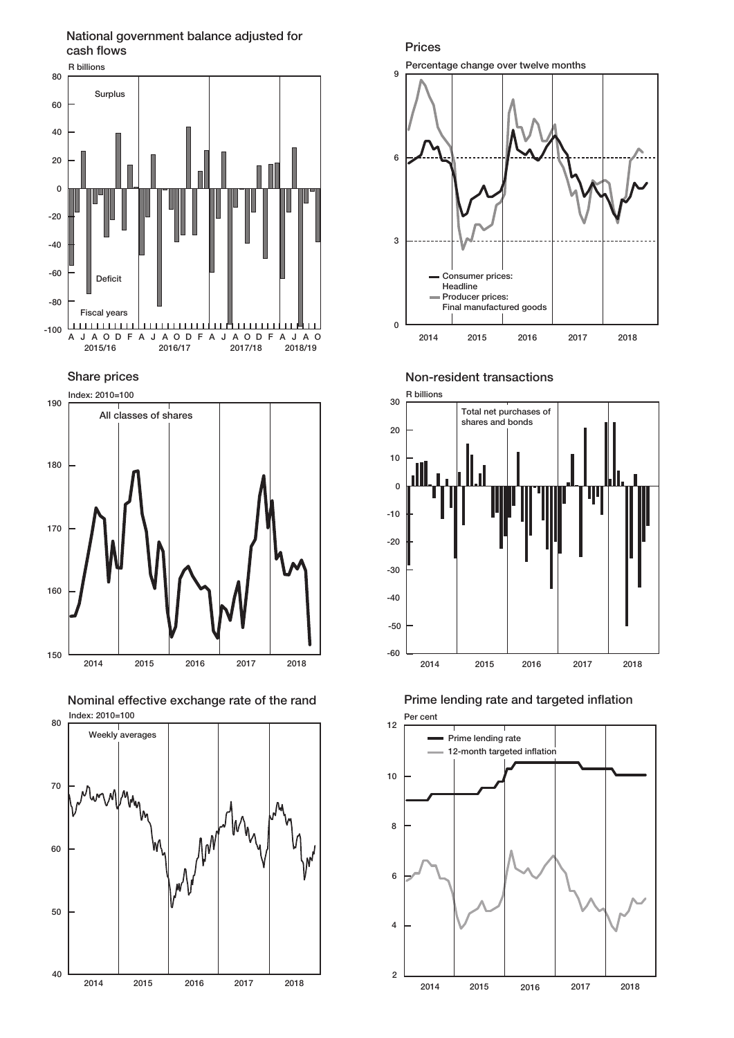## National government balance adjusted for cash flows

R billions

80
60
40
20
0
-20
-40
-60
-80
-100

Surplus

Deficit

Fiscal years

A J A O D F A J A O D F A J A O D F A J A O

2015/16 2016/17 2017/18 2018/19

## Prices

Percentage change over twelve months

9
6
3
0

Consumer prices: Headline

Producer prices: Final manufactured goods

2014 2015 2016 2017 2018

## Share prices

Index: 2010=100

190
180
170
160
150

All classes of shares

2014 2015 2016 2017 2018

## Non-resident transactions

R billions

30
20
10
0
-10
-20
-30
-40
-50
-60

Total net purchases of shares and bonds

2014 2015 2016 2017 2018

## Nominal effective exchange rate of the rand

Index: 2010=100

80
70
60
50
40

Weekly averages

2014 2015 2016 2017 2018

## Prime lending rate and targeted inflation

Per cent

12
10
8
6
4
2

Prime lending rate

12-month targeted inflation

2014 2015 2016 2017 2018